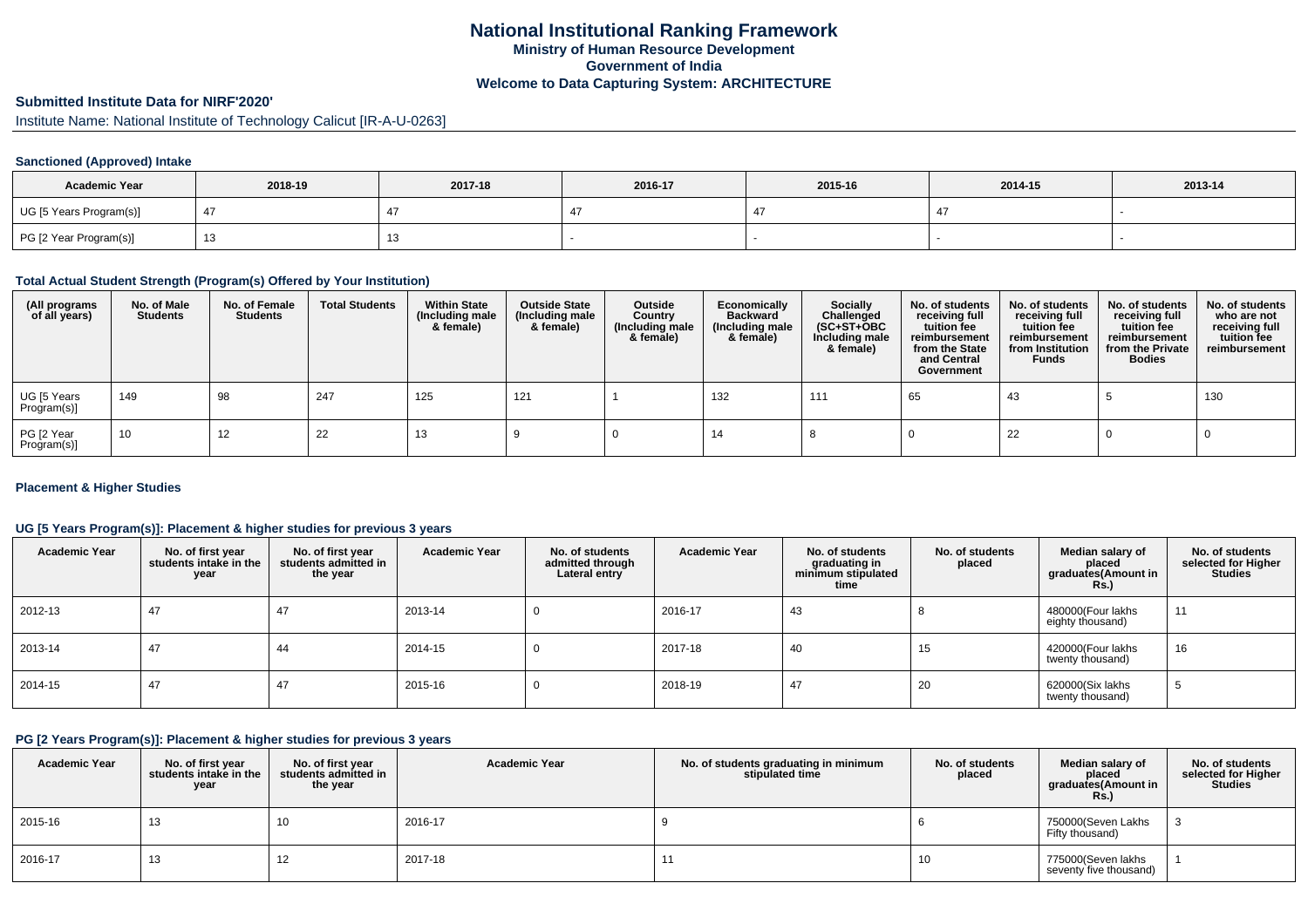# National Institutional Ranking Framework

### Ministry of Human Resource Development

### Government of India

### Welcome to Data Capturing System: ARCHITECTURE

## Submitted Institute Data for NIRF'2020'

Institute Name: National Institute of Technology Calicut [IR-A-U-0263]

### Sanctioned (Approved) Intake

| Academic Year | 2018-19 | 2017-18 | 2016-17 | 2015-16 | 2014-15 | 2013-14 |
|---|---|---|---|---|---|---|
| UG [5 Years Program(s)] | 47 | 47 | 47 | 47 | 47 | - |
| PG [2 Year Program(s)] | 13 | 13 | - | - | - | - |

### Total Actual Student Strength (Program(s) Offered by Your Institution)

| (All programs of all years) | No. of Male Students | No. of Female Students | Total Students | Within State (Including male & female) | Outside State (Including male & female) | Outside Country (Including male & female) | Economically Backward (Including male & female) | Socially Challenged (SC+ST+OBC Including male & female) | No. of students receiving full tuition fee reimbursement from the State and Central Government | No. of students receiving full tuition fee reimbursement from Institution Funds | No. of students receiving full tuition fee reimbursement from the Private Bodies | No. of students who are not receiving full tuition fee reimbursement |
|---|---|---|---|---|---|---|---|---|---|---|---|---|
| UG [5 Years Program(s)] | 149 | 98 | 247 | 125 | 121 | 1 | 132 | 111 | 65 | 43 | 5 | 130 |
| PG [2 Year Program(s)] | 10 | 12 | 22 | 13 | 9 | 0 | 14 | 8 | 0 | 22 | 0 | 0 |

### Placement & Higher Studies

### UG [5 Years Program(s)]: Placement & higher studies for previous 3 years

| Academic Year | No. of first year students intake in the year | No. of first year students admitted in the year | Academic Year | No. of students admitted through Lateral entry | Academic Year | No. of students graduating in minimum stipulated time | No. of students placed | Median salary of placed graduates(Amount in Rs.) | No. of students selected for Higher Studies |
|---|---|---|---|---|---|---|---|---|---|
| 2012-13 | 47 | 47 | 2013-14 | 0 | 2016-17 | 43 | 8 | 480000(Four lakhs eighty thousand) | 11 |
| 2013-14 | 47 | 44 | 2014-15 | 0 | 2017-18 | 40 | 15 | 420000(Four lakhs twenty thousand) | 16 |
| 2014-15 | 47 | 47 | 2015-16 | 0 | 2018-19 | 47 | 20 | 620000(Six lakhs twenty thousand) | 5 |

### PG [2 Years Program(s)]: Placement & higher studies for previous 3 years

| Academic Year | No. of first year students intake in the year | No. of first year students admitted in the year | Academic Year | No. of students graduating in minimum stipulated time | No. of students placed | Median salary of placed graduates(Amount in Rs.) | No. of students selected for Higher Studies |
|---|---|---|---|---|---|---|---|
| 2015-16 | 13 | 10 | 2016-17 | 9 | 6 | 750000(Seven Lakhs Fifty thousand) | 3 |
| 2016-17 | 13 | 12 | 2017-18 | 11 | 10 | 775000(Seven lakhs seventy five thousand) | 1 |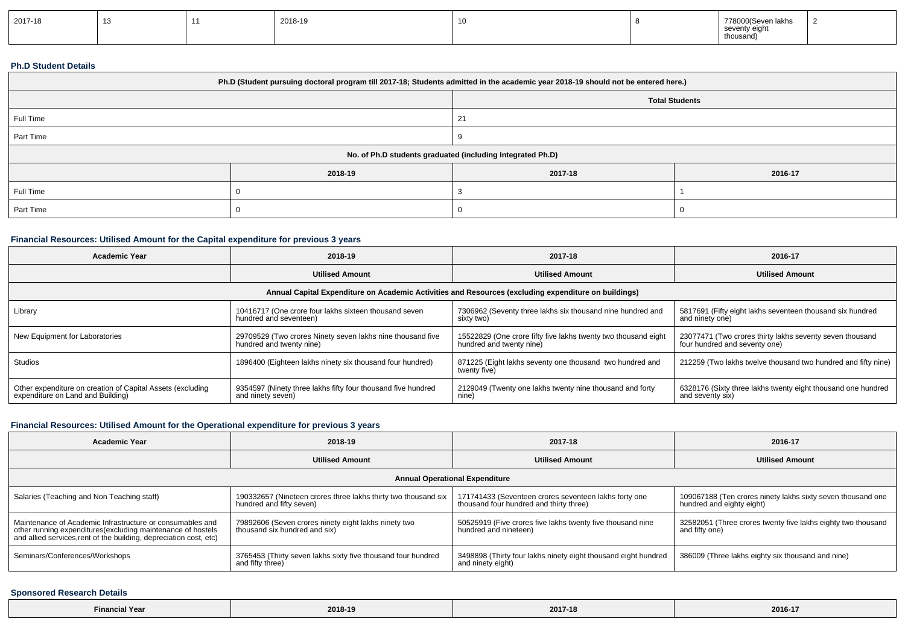| 2017-18 | 13 | 11 | 2018-19 | 10 | 8 | 778000(Seven lakhs seventy eight thousand) | 2 |
|---|---|---|---|---|---|---|---|

### Ph.D Student Details

| Ph.D (Student pursuing doctoral program till 2017-18; Students admitted in the academic year 2018-19 should not be entered here.) | | | |
|---|---|---|---|
| | | Total Students | |
| Full Time | | 21 | |
| Part Time | | 9 | |
| No. of Ph.D students graduated (including Integrated Ph.D) | | | |
| | 2018-19 | 2017-18 | 2016-17 |
| Full Time | 0 | 3 | 1 |
| Part Time | 0 | 0 | 0 |

### Financial Resources: Utilised Amount for the Capital expenditure for previous 3 years

| Academic Year | 2018-19 | 2017-18 | 2016-17 |
|---|---|---|---|
| | Utilised Amount | Utilised Amount | Utilised Amount |
| Annual Capital Expenditure on Academic Activities and Resources (excluding expenditure on buildings) | | | |
| Library | 10416717 (One crore four lakhs sixteen thousand seven hundred and seventeen) | 7306962 (Seventy three lakhs six thousand nine hundred and sixty two) | 5817691 (Fifty eight lakhs seventeen thousand six hundred and ninety one) |
| New Equipment for Laboratories | 29709529 (Two crores Ninety seven lakhs nine thousand five hundred and twenty nine) | 15522829 (One crore fifty five lakhs twenty two thousand eight hundred and twenty nine) | 23077471 (Two crores thirty lakhs seventy seven thousand four hundred and seventy one) |
| Studios | 1896400 (Eighteen lakhs ninety six thousand four hundred) | 871225 (Eight lakhs seventy one thousand two hundred and twenty five) | 212259 (Two lakhs twelve thousand two hundred and fifty nine) |
| Other expenditure on creation of Capital Assets (excluding expenditure on Land and Building) | 9354597 (Ninety three lakhs fifty four thousand five hundred and ninety seven) | 2129049 (Twenty one lakhs twenty nine thousand and forty nine) | 6328176 (Sixty three lakhs twenty eight thousand one hundred and seventy six) |

### Financial Resources: Utilised Amount for the Operational expenditure for previous 3 years

| Academic Year | 2018-19 | 2017-18 | 2016-17 |
|---|---|---|---|
| | Utilised Amount | Utilised Amount | Utilised Amount |
| Annual Operational Expenditure | | | |
| Salaries (Teaching and Non Teaching staff) | 190332657 (Nineteen crores three lakhs thirty two thousand six hundred and fifty seven) | 171741433 (Seventeen crores seventeen lakhs forty one thousand four hundred and thirty three) | 109067188 (Ten crores ninety lakhs sixty seven thousand one hundred and eighty eight) |
| Maintenance of Academic Infrastructure or consumables and other running expenditures(excluding maintenance of hostels and allied services,rent of the building, depreciation cost, etc) | 79892606 (Seven crores ninety eight lakhs ninety two thousand six hundred and six) | 50525919 (Five crores five lakhs twenty five thousand nine hundred and nineteen) | 32582051 (Three crores twenty five lakhs eighty two thousand and fifty one) |
| Seminars/Conferences/Workshops | 3765453 (Thirty seven lakhs sixty five thousand four hundred and fifty three) | 3498898 (Thirty four lakhs ninety eight thousand eight hundred and ninety eight) | 386009 (Three lakhs eighty six thousand and nine) |

### Sponsored Research Details

| Financial Year | 2018-19 | 2017-18 | 2016-17 |
|---|---|---|---|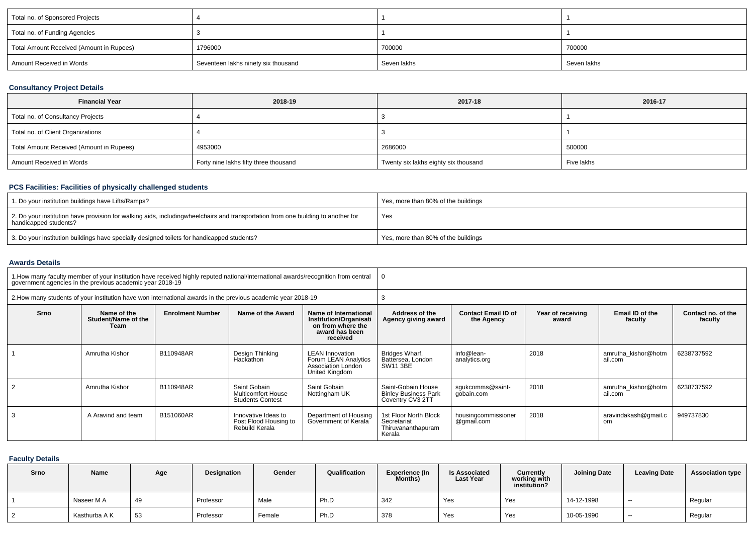| Total no. of Sponsored Projects | 4 | 1 | 1 |
|---|---|---|---|
| Total no. of Funding Agencies | 3 | 1 | 1 |
| Total Amount Received (Amount in Rupees) | 1796000 | 700000 | 700000 |
| Amount Received in Words | Seventeen lakhs ninety six thousand | Seven lakhs | Seven lakhs |

### Consultancy Project Details

| Financial Year | 2018-19 | 2017-18 | 2016-17 |
|---|---|---|---|
| Total no. of Consultancy Projects | 4 | 3 | 1 |
| Total no. of Client Organizations | 4 | 3 | 1 |
| Total Amount Received (Amount in Rupees) | 4953000 | 2686000 | 500000 |
| Amount Received in Words | Forty nine lakhs fifty three thousand | Twenty six lakhs eighty six thousand | Five lakhs |

### PCS Facilities: Facilities of physically challenged students

| | |
|---|---|
| 1. Do your institution buildings have Lifts/Ramps? | Yes, more than 80% of the buildings |
| 2. Do your institution have provision for walking aids, includingwheelchairs and transportation from one building to another for handicapped students? | Yes |
| 3. Do your institution buildings have specially designed toilets for handicapped students? | Yes, more than 80% of the buildings |

### Awards Details

| | |
|---|---|
| 1.How many faculty member of your institution have received highly reputed national/international awards/recognition from central government agencies in the previous academic year 2018-19 | 0 |
| 2.How many students of your institution have won international awards in the previous academic year 2018-19 | 3 |

| Srno | Name of the Student/Name of the Team | Enrolment Number | Name of the Award | Name of International Institution/Organisation from where the award has been received | Address of the Agency giving award | Contact Email ID of the Agency | Year of receiving award | Email ID of the faculty | Contact no. of the faculty |
|---|---|---|---|---|---|---|---|---|---|
| 1 | Amrutha Kishor | B110948AR | Design Thinking Hackathon | LEAN Innovation Forum LEAN Analytics Association London United Kingdom | Bridges Wharf, Battersea, London SW11 3BE | info@lean-analytics.org | 2018 | amrutha_kishor@hotmail.com | 6238737592 |
| 2 | Amrutha Kishor | B110948AR | Saint Gobain Multicomfort House Students Contest | Saint Gobain Nottingham UK | Saint-Gobain House Binley Business Park Coventry CV3 2TT | sgukcomms@saint-gobain.com | 2018 | amrutha_kishor@hotmail.com | 6238737592 |
| 3 | A Aravind and team | B151060AR | Innovative Ideas to Post Flood Housing to Rebuild Kerala | Department of Housing Government of Kerala | 1st Floor North Block Secretariat Thiruvananthapuram Kerala | housingcommissioner@gmail.com | 2018 | aravindakash@gmail.com | 949737830 |

### Faculty Details

| Srno | Name | Age | Designation | Gender | Qualification | Experience (In Months) | Is Associated Last Year | Currently working with institution? | Joining Date | Leaving Date | Association type |
|---|---|---|---|---|---|---|---|---|---|---|---|
| 1 | Naseer M A | 49 | Professor | Male | Ph.D | 342 | Yes | Yes | 14-12-1998 | -- | Regular |
| 2 | Kasthurba A K | 53 | Professor | Female | Ph.D | 378 | Yes | Yes | 10-05-1990 | -- | Regular |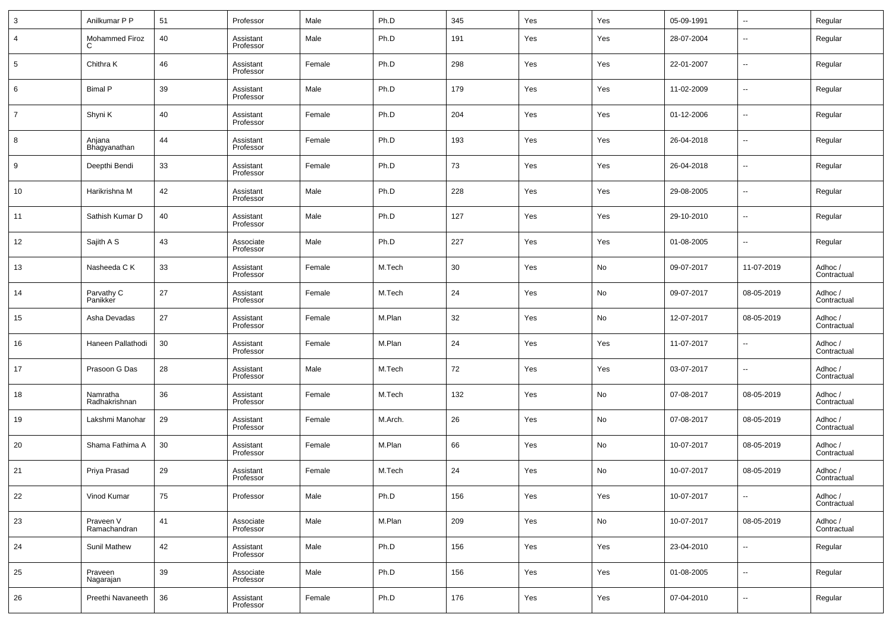| | | | | | | | | | | | |
|---|---|---|---|---|---|---|---|---|---|---|---|
| 3 | Anilkumar P P | 51 | Professor | Male | Ph.D | 345 | Yes | Yes | 05-09-1991 | -- | Regular |
| 4 | Mohammed Firoz C | 40 | Assistant Professor | Male | Ph.D | 191 | Yes | Yes | 28-07-2004 | -- | Regular |
| 5 | Chithra K | 46 | Assistant Professor | Female | Ph.D | 298 | Yes | Yes | 22-01-2007 | -- | Regular |
| 6 | Bimal P | 39 | Assistant Professor | Male | Ph.D | 179 | Yes | Yes | 11-02-2009 | -- | Regular |
| 7 | Shyni K | 40 | Assistant Professor | Female | Ph.D | 204 | Yes | Yes | 01-12-2006 | -- | Regular |
| 8 | Anjana Bhagyanathan | 44 | Assistant Professor | Female | Ph.D | 193 | Yes | Yes | 26-04-2018 | -- | Regular |
| 9 | Deepthi Bendi | 33 | Assistant Professor | Female | Ph.D | 73 | Yes | Yes | 26-04-2018 | -- | Regular |
| 10 | Harikrishna M | 42 | Assistant Professor | Male | Ph.D | 228 | Yes | Yes | 29-08-2005 | -- | Regular |
| 11 | Sathish Kumar D | 40 | Assistant Professor | Male | Ph.D | 127 | Yes | Yes | 29-10-2010 | -- | Regular |
| 12 | Sajith A S | 43 | Associate Professor | Male | Ph.D | 227 | Yes | Yes | 01-08-2005 | -- | Regular |
| 13 | Nasheeda C K | 33 | Assistant Professor | Female | M.Tech | 30 | Yes | No | 09-07-2017 | 11-07-2019 | Adhoc / Contractual |
| 14 | Parvathy C Panikker | 27 | Assistant Professor | Female | M.Tech | 24 | Yes | No | 09-07-2017 | 08-05-2019 | Adhoc / Contractual |
| 15 | Asha Devadas | 27 | Assistant Professor | Female | M.Plan | 32 | Yes | No | 12-07-2017 | 08-05-2019 | Adhoc / Contractual |
| 16 | Haneen Pallathodi | 30 | Assistant Professor | Female | M.Plan | 24 | Yes | Yes | 11-07-2017 | -- | Adhoc / Contractual |
| 17 | Prasoon G Das | 28 | Assistant Professor | Male | M.Tech | 72 | Yes | Yes | 03-07-2017 | -- | Adhoc / Contractual |
| 18 | Namratha Radhakrishnan | 36 | Assistant Professor | Female | M.Tech | 132 | Yes | No | 07-08-2017 | 08-05-2019 | Adhoc / Contractual |
| 19 | Lakshmi Manohar | 29 | Assistant Professor | Female | M.Arch. | 26 | Yes | No | 07-08-2017 | 08-05-2019 | Adhoc / Contractual |
| 20 | Shama Fathima A | 30 | Assistant Professor | Female | M.Plan | 66 | Yes | No | 10-07-2017 | 08-05-2019 | Adhoc / Contractual |
| 21 | Priya Prasad | 29 | Assistant Professor | Female | M.Tech | 24 | Yes | No | 10-07-2017 | 08-05-2019 | Adhoc / Contractual |
| 22 | Vinod Kumar | 75 | Professor | Male | Ph.D | 156 | Yes | Yes | 10-07-2017 | -- | Adhoc / Contractual |
| 23 | Praveen V Ramachandran | 41 | Associate Professor | Male | M.Plan | 209 | Yes | No | 10-07-2017 | 08-05-2019 | Adhoc / Contractual |
| 24 | Sunil Mathew | 42 | Assistant Professor | Male | Ph.D | 156 | Yes | Yes | 23-04-2010 | -- | Regular |
| 25 | Praveen Nagarajan | 39 | Associate Professor | Male | Ph.D | 156 | Yes | Yes | 01-08-2005 | -- | Regular |
| 26 | Preethi Navaneeth | 36 | Assistant Professor | Female | Ph.D | 176 | Yes | Yes | 07-04-2010 | -- | Regular |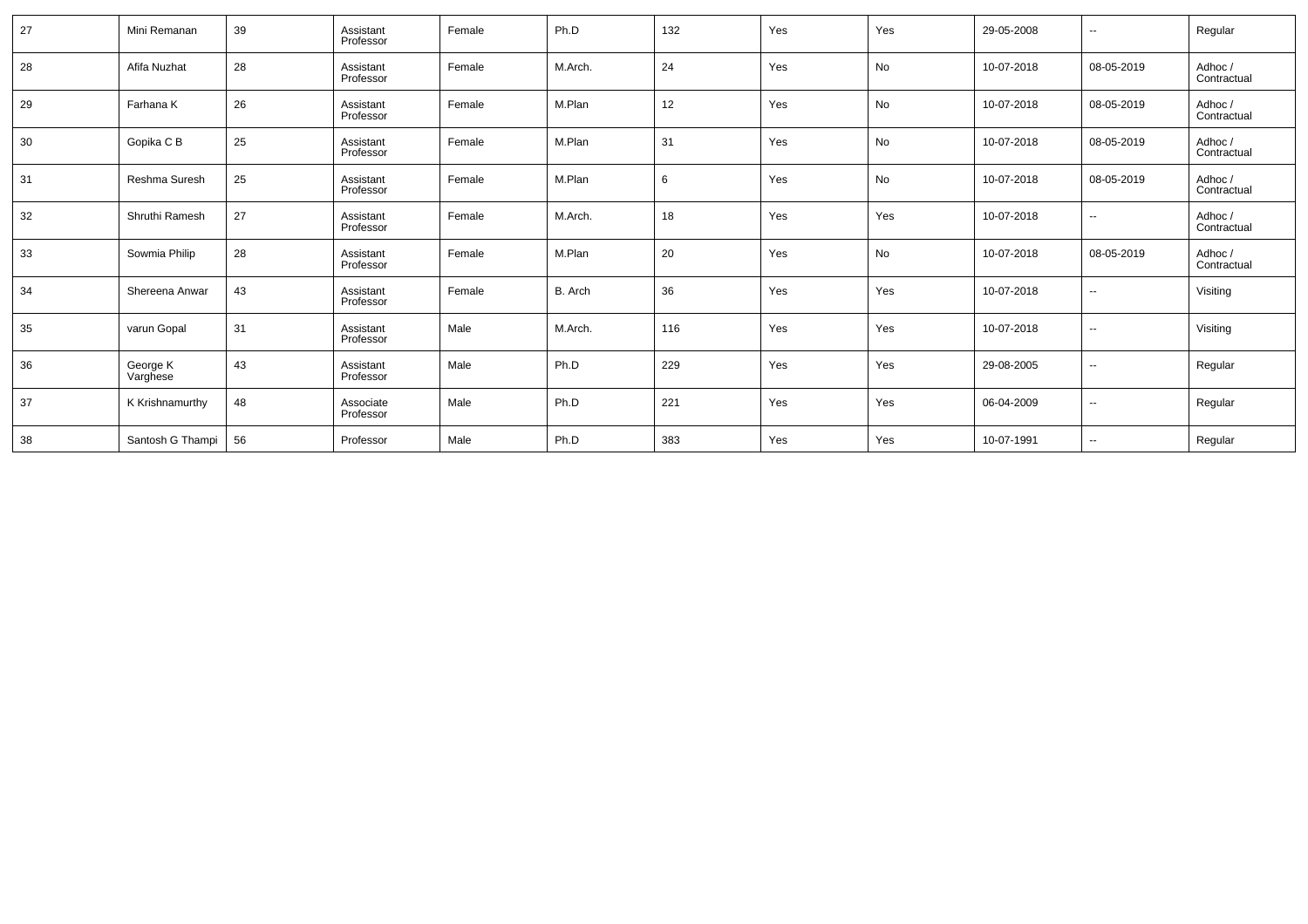| | | | | | | | | | | | |
|---|---|---|---|---|---|---|---|---|---|---|---|
| 27 | Mini Remanan | 39 | Assistant Professor | Female | Ph.D | 132 | Yes | Yes | 29-05-2008 | -- | Regular |
| 28 | Afifa Nuzhat | 28 | Assistant Professor | Female | M.Arch. | 24 | Yes | No | 10-07-2018 | 08-05-2019 | Adhoc / Contractual |
| 29 | Farhana K | 26 | Assistant Professor | Female | M.Plan | 12 | Yes | No | 10-07-2018 | 08-05-2019 | Adhoc / Contractual |
| 30 | Gopika C B | 25 | Assistant Professor | Female | M.Plan | 31 | Yes | No | 10-07-2018 | 08-05-2019 | Adhoc / Contractual |
| 31 | Reshma Suresh | 25 | Assistant Professor | Female | M.Plan | 6 | Yes | No | 10-07-2018 | 08-05-2019 | Adhoc / Contractual |
| 32 | Shruthi Ramesh | 27 | Assistant Professor | Female | M.Arch. | 18 | Yes | Yes | 10-07-2018 | -- | Adhoc / Contractual |
| 33 | Sowmia Philip | 28 | Assistant Professor | Female | M.Plan | 20 | Yes | No | 10-07-2018 | 08-05-2019 | Adhoc / Contractual |
| 34 | Shereena Anwar | 43 | Assistant Professor | Female | B. Arch | 36 | Yes | Yes | 10-07-2018 | -- | Visiting |
| 35 | varun Gopal | 31 | Assistant Professor | Male | M.Arch. | 116 | Yes | Yes | 10-07-2018 | -- | Visiting |
| 36 | George K Varghese | 43 | Assistant Professor | Male | Ph.D | 229 | Yes | Yes | 29-08-2005 | -- | Regular |
| 37 | K Krishnamurthy | 48 | Associate Professor | Male | Ph.D | 221 | Yes | Yes | 06-04-2009 | -- | Regular |
| 38 | Santosh G Thampi | 56 | Professor | Male | Ph.D | 383 | Yes | Yes | 10-07-1991 | -- | Regular |